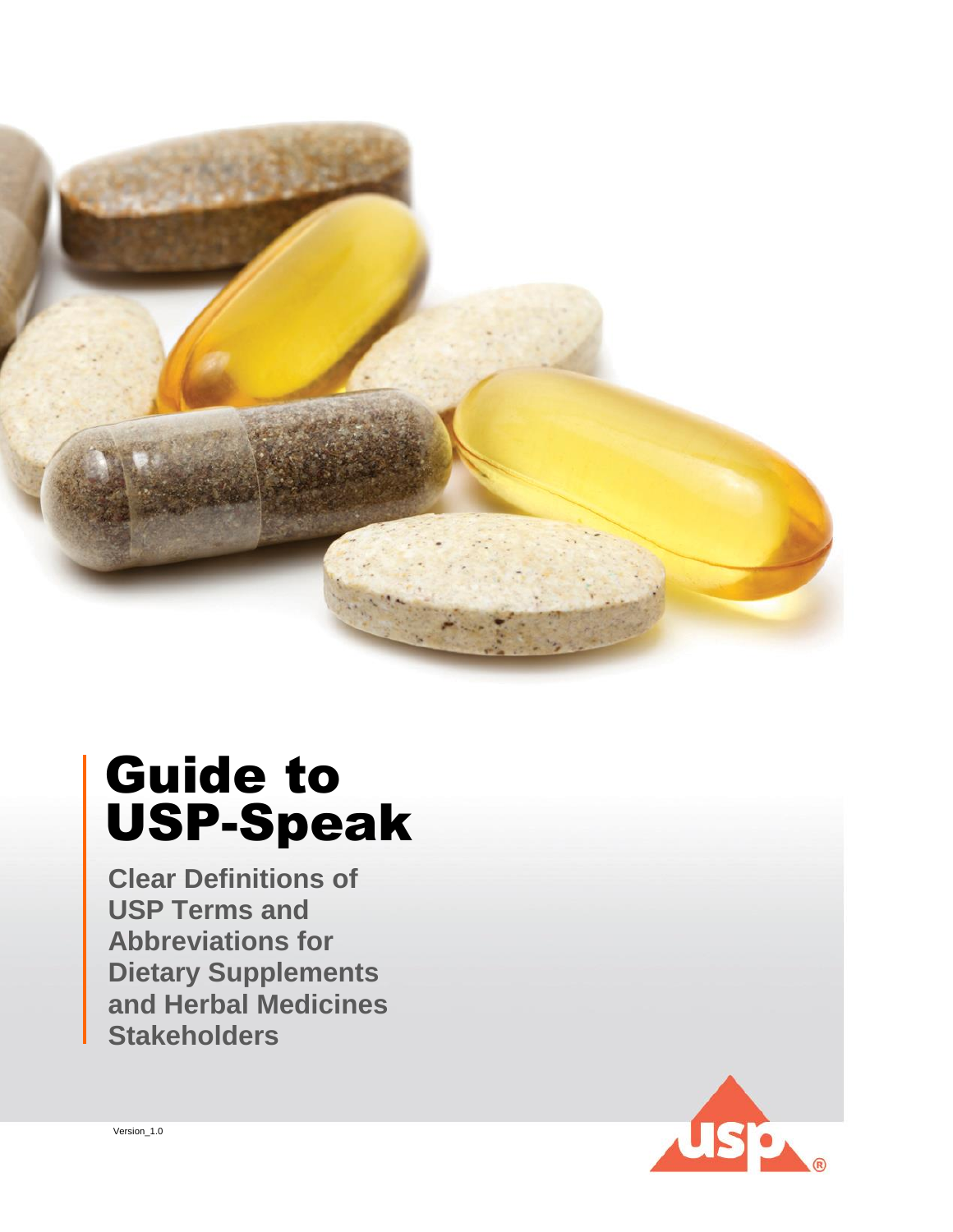# Guide to USP-Speak

**Clear Definitions of USP Terms and Abbreviations for Dietary Supplements and Herbal Medicines Stakeholders**

Version_1.0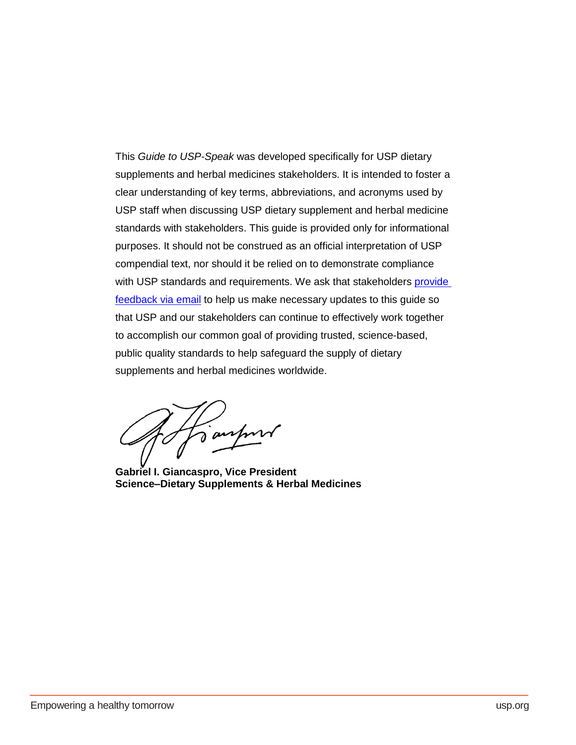This *Guide to USP-Speak* was developed specifically for USP dietary supplements and herbal medicines stakeholders. It is intended to foster a clear understanding of key terms, abbreviations, and acronyms used by USP staff when discussing USP dietary supplement and herbal medicine standards with stakeholders. This guide is provided only for informational purposes. It should not be construed as an official interpretation of USP compendial text, nor should it be relied on to demonstrate compliance with USP standards and requirements. We ask that stakeholders provide feedback via email to help us make necessary updates to this guide so that USP and our stakeholders can continue to effectively work together to accomplish our common goal of providing trusted, science-based, public quality standards to help safeguard the supply of dietary supplements and herbal medicines worldwide.

**Gabriel I. Giancaspro, Vice President**
**Science–Dietary Supplements & Herbal Medicines**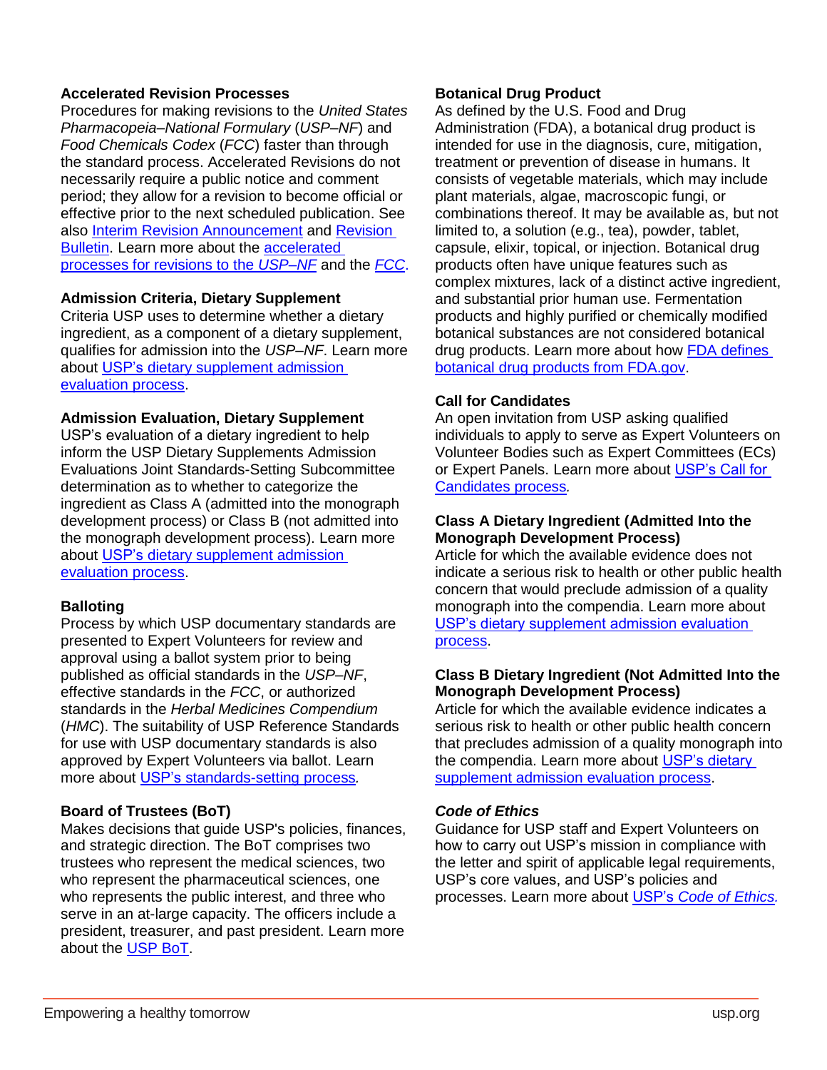**Accelerated Revision Processes**
Procedures for making revisions to the *United States Pharmacopeia–National Formulary* (*USP–NF*) and *Food Chemicals Codex* (*FCC*) faster than through the standard process. Accelerated Revisions do not necessarily require a public notice and comment period; they allow for a revision to become official or effective prior to the next scheduled publication. See also Interim Revision Announcement and Revision Bulletin. Learn more about the accelerated processes for revisions to the *USP–NF* and the *FCC*.

**Admission Criteria, Dietary Supplement**
Criteria USP uses to determine whether a dietary ingredient, as a component of a dietary supplement, qualifies for admission into the *USP–NF*. Learn more about USP's dietary supplement admission evaluation process.

**Admission Evaluation, Dietary Supplement**
USP's evaluation of a dietary ingredient to help inform the USP Dietary Supplements Admission Evaluations Joint Standards-Setting Subcommittee determination as to whether to categorize the ingredient as Class A (admitted into the monograph development process) or Class B (not admitted into the monograph development process). Learn more about USP's dietary supplement admission evaluation process.

**Balloting**
Process by which USP documentary standards are presented to Expert Volunteers for review and approval using a ballot system prior to being published as official standards in the *USP–NF*, effective standards in the *FCC*, or authorized standards in the *Herbal Medicines Compendium* (*HMC*). The suitability of USP Reference Standards for use with USP documentary standards is also approved by Expert Volunteers via ballot. Learn more about USP's standards-setting process.

**Board of Trustees (BoT)**
Makes decisions that guide USP's policies, finances, and strategic direction. The BoT comprises two trustees who represent the medical sciences, two who represent the pharmaceutical sciences, one who represents the public interest, and three who serve in an at-large capacity. The officers include a president, treasurer, and past president. Learn more about the USP BoT.

**Botanical Drug Product**
As defined by the U.S. Food and Drug Administration (FDA), a botanical drug product is intended for use in the diagnosis, cure, mitigation, treatment or prevention of disease in humans. It consists of vegetable materials, which may include plant materials, algae, macroscopic fungi, or combinations thereof. It may be available as, but not limited to, a solution (e.g., tea), powder, tablet, capsule, elixir, topical, or injection. Botanical drug products often have unique features such as complex mixtures, lack of a distinct active ingredient, and substantial prior human use. Fermentation products and highly purified or chemically modified botanical substances are not considered botanical drug products. Learn more about how FDA defines botanical drug products from FDA.gov.

**Call for Candidates**
An open invitation from USP asking qualified individuals to apply to serve as Expert Volunteers on Volunteer Bodies such as Expert Committees (ECs) or Expert Panels. Learn more about USP's Call for Candidates process.

**Class A Dietary Ingredient (Admitted Into the Monograph Development Process)**
Article for which the available evidence does not indicate a serious risk to health or other public health concern that would preclude admission of a quality monograph into the compendia. Learn more about USP's dietary supplement admission evaluation process.

**Class B Dietary Ingredient (Not Admitted Into the Monograph Development Process)**
Article for which the available evidence indicates a serious risk to health or other public health concern that precludes admission of a quality monograph into the compendia. Learn more about USP's dietary supplement admission evaluation process.

***Code of Ethics***
Guidance for USP staff and Expert Volunteers on how to carry out USP's mission in compliance with the letter and spirit of applicable legal requirements, USP's core values, and USP's policies and processes. Learn more about USP's *Code of Ethics*.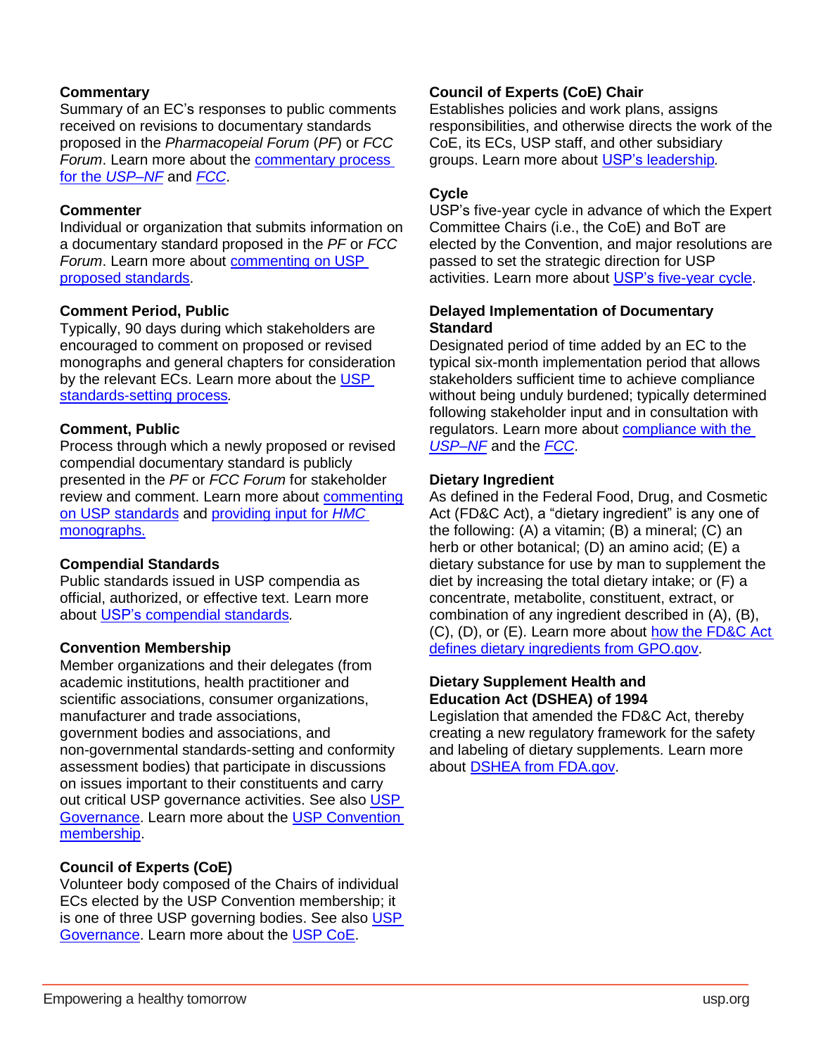**Commentary**
Summary of an EC's responses to public comments received on revisions to documentary standards proposed in the *Pharmacopeial Forum* (*PF*) or *FCC Forum*. Learn more about the commentary process for the *USP–NF* and *FCC*.

**Commenter**
Individual or organization that submits information on a documentary standard proposed in the *PF* or *FCC Forum*. Learn more about commenting on USP proposed standards.

**Comment Period, Public**
Typically, 90 days during which stakeholders are encouraged to comment on proposed or revised monographs and general chapters for consideration by the relevant ECs. Learn more about the USP standards-setting process*.*

**Comment, Public**
Process through which a newly proposed or revised compendial documentary standard is publicly presented in the *PF* or *FCC Forum* for stakeholder review and comment. Learn more about commenting on USP standards and providing input for *HMC* monographs.

**Compendial Standards**
Public standards issued in USP compendia as official, authorized, or effective text. Learn more about USP's compendial standards*.*

**Convention Membership**
Member organizations and their delegates (from academic institutions, health practitioner and scientific associations, consumer organizations, manufacturer and trade associations, government bodies and associations, and non-governmental standards-setting and conformity assessment bodies) that participate in discussions on issues important to their constituents and carry out critical USP governance activities. See also USP Governance. Learn more about the USP Convention membership.

**Council of Experts (CoE)**
Volunteer body composed of the Chairs of individual ECs elected by the USP Convention membership; it is one of three USP governing bodies. See also USP Governance. Learn more about the USP CoE.

**Council of Experts (CoE) Chair**
Establishes policies and work plans, assigns responsibilities, and otherwise directs the work of the CoE, its ECs, USP staff, and other subsidiary groups. Learn more about USP's leadership*.*

**Cycle**
USP's five-year cycle in advance of which the Expert Committee Chairs (i.e., the CoE) and BoT are elected by the Convention, and major resolutions are passed to set the strategic direction for USP activities. Learn more about USP's five-year cycle.

**Delayed Implementation of Documentary Standard**
Designated period of time added by an EC to the typical six-month implementation period that allows stakeholders sufficient time to achieve compliance without being unduly burdened; typically determined following stakeholder input and in consultation with regulators. Learn more about compliance with the *USP–NF* and the *FCC*.

**Dietary Ingredient**
As defined in the Federal Food, Drug, and Cosmetic Act (FD&C Act), a "dietary ingredient" is any one of the following: (A) a vitamin; (B) a mineral; (C) an herb or other botanical; (D) an amino acid; (E) a dietary substance for use by man to supplement the diet by increasing the total dietary intake; or (F) a concentrate, metabolite, constituent, extract, or combination of any ingredient described in (A), (B), (C), (D), or (E). Learn more about how the FD&C Act defines dietary ingredients from GPO.gov.

**Dietary Supplement Health and Education Act (DSHEA) of 1994**
Legislation that amended the FD&C Act, thereby creating a new regulatory framework for the safety and labeling of dietary supplements. Learn more about DSHEA from FDA.gov.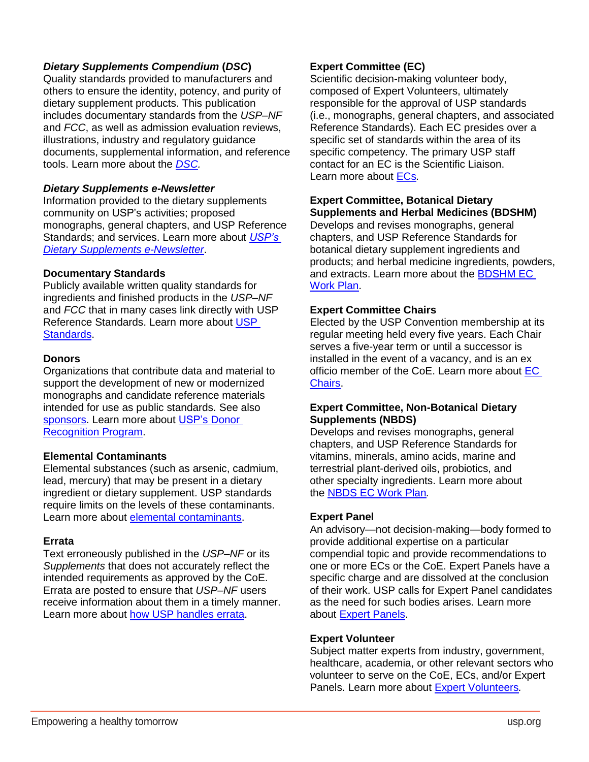***Dietary Supplements Compendium* (*DSC*)**
Quality standards provided to manufacturers and others to ensure the identity, potency, and purity of dietary supplement products. This publication includes documentary standards from the *USP–NF* and *FCC*, as well as admission evaluation reviews, illustrations, industry and regulatory guidance documents, supplemental information, and reference tools. Learn more about the *DSC*.

***Dietary Supplements e-Newsletter***
Information provided to the dietary supplements community on USP's activities; proposed monographs, general chapters, and USP Reference Standards; and services. Learn more about *USP's Dietary Supplements e-Newsletter*.

**Documentary Standards**
Publicly available written quality standards for ingredients and finished products in the *USP–NF* and *FCC* that in many cases link directly with USP Reference Standards. Learn more about USP Standards.

**Donors**
Organizations that contribute data and material to support the development of new or modernized monographs and candidate reference materials intended for use as public standards. See also sponsors. Learn more about USP's Donor Recognition Program.

**Elemental Contaminants**
Elemental substances (such as arsenic, cadmium, lead, mercury) that may be present in a dietary ingredient or dietary supplement. USP standards require limits on the levels of these contaminants. Learn more about elemental contaminants.

**Errata**
Text erroneously published in the *USP–NF* or its *Supplements* that does not accurately reflect the intended requirements as approved by the CoE. Errata are posted to ensure that *USP–NF* users receive information about them in a timely manner. Learn more about how USP handles errata.

**Expert Committee (EC)**
Scientific decision-making volunteer body, composed of Expert Volunteers, ultimately responsible for the approval of USP standards (i.e., monographs, general chapters, and associated Reference Standards). Each EC presides over a specific set of standards within the area of its specific competency. The primary USP staff contact for an EC is the Scientific Liaison. Learn more about ECs.

**Expert Committee, Botanical Dietary Supplements and Herbal Medicines (BDSHM)**
Develops and revises monographs, general chapters, and USP Reference Standards for botanical dietary supplement ingredients and products; and herbal medicine ingredients, powders, and extracts. Learn more about the BDSHM EC Work Plan.

**Expert Committee Chairs**
Elected by the USP Convention membership at its regular meeting held every five years. Each Chair serves a five-year term or until a successor is installed in the event of a vacancy, and is an ex officio member of the CoE. Learn more about EC Chairs.

**Expert Committee, Non-Botanical Dietary Supplements (NBDS)**
Develops and revises monographs, general chapters, and USP Reference Standards for vitamins, minerals, amino acids, marine and terrestrial plant-derived oils, probiotics, and other specialty ingredients. Learn more about the NBDS EC Work Plan.

**Expert Panel**
An advisory—not decision-making—body formed to provide additional expertise on a particular compendial topic and provide recommendations to one or more ECs or the CoE. Expert Panels have a specific charge and are dissolved at the conclusion of their work. USP calls for Expert Panel candidates as the need for such bodies arises. Learn more about Expert Panels.

**Expert Volunteer**
Subject matter experts from industry, government, healthcare, academia, or other relevant sectors who volunteer to serve on the CoE, ECs, and/or Expert Panels. Learn more about Expert Volunteers.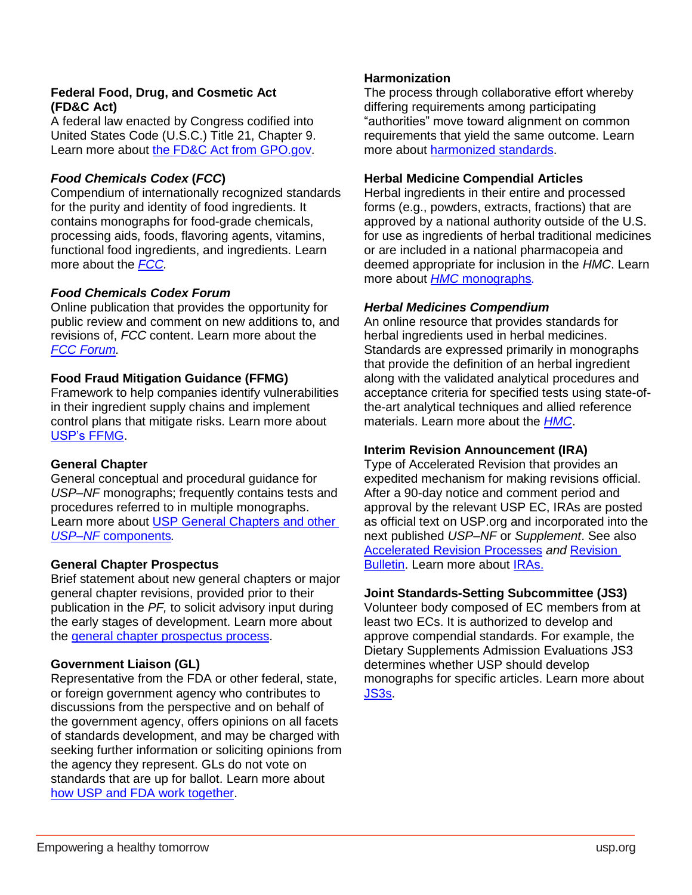**Federal Food, Drug, and Cosmetic Act (FD&C Act)**
A federal law enacted by Congress codified into United States Code (U.S.C.) Title 21, Chapter 9. Learn more about the FD&C Act from GPO.gov.

***Food Chemicals Codex* (*FCC*)**
Compendium of internationally recognized standards for the purity and identity of food ingredients. It contains monographs for food-grade chemicals, processing aids, foods, flavoring agents, vitamins, functional food ingredients, and ingredients. Learn more about the *FCC*.

***Food Chemicals Codex Forum***
Online publication that provides the opportunity for public review and comment on new additions to, and revisions of, *FCC* content. Learn more about the *FCC Forum*.

**Food Fraud Mitigation Guidance (FFMG)**
Framework to help companies identify vulnerabilities in their ingredient supply chains and implement control plans that mitigate risks. Learn more about USP's FFMG.

**General Chapter**
General conceptual and procedural guidance for *USP–NF* monographs; frequently contains tests and procedures referred to in multiple monographs. Learn more about USP General Chapters and other *USP–NF* components.

**General Chapter Prospectus**
Brief statement about new general chapters or major general chapter revisions, provided prior to their publication in the *PF,* to solicit advisory input during the early stages of development. Learn more about the general chapter prospectus process.

**Government Liaison (GL)**
Representative from the FDA or other federal, state, or foreign government agency who contributes to discussions from the perspective and on behalf of the government agency, offers opinions on all facets of standards development, and may be charged with seeking further information or soliciting opinions from the agency they represent. GLs do not vote on standards that are up for ballot. Learn more about how USP and FDA work together.

**Harmonization**
The process through collaborative effort whereby differing requirements among participating "authorities" move toward alignment on common requirements that yield the same outcome. Learn more about harmonized standards.

**Herbal Medicine Compendial Articles**
Herbal ingredients in their entire and processed forms (e.g., powders, extracts, fractions) that are approved by a national authority outside of the U.S. for use as ingredients of herbal traditional medicines or are included in a national pharmacopeia and deemed appropriate for inclusion in the *HMC*. Learn more about *HMC* monographs.

***Herbal Medicines Compendium***
An online resource that provides standards for herbal ingredients used in herbal medicines. Standards are expressed primarily in monographs that provide the definition of an herbal ingredient along with the validated analytical procedures and acceptance criteria for specified tests using state-of-the-art analytical techniques and allied reference materials. Learn more about the *HMC*.

**Interim Revision Announcement (IRA)**
Type of Accelerated Revision that provides an expedited mechanism for making revisions official. After a 90-day notice and comment period and approval by the relevant USP EC, IRAs are posted as official text on USP.org and incorporated into the next published *USP–NF* or *Supplement*. See also Accelerated Revision Processes *and* Revision Bulletin. Learn more about IRAs.

**Joint Standards-Setting Subcommittee (JS3)**
Volunteer body composed of EC members from at least two ECs. It is authorized to develop and approve compendial standards. For example, the Dietary Supplements Admission Evaluations JS3 determines whether USP should develop monographs for specific articles. Learn more about JS3s.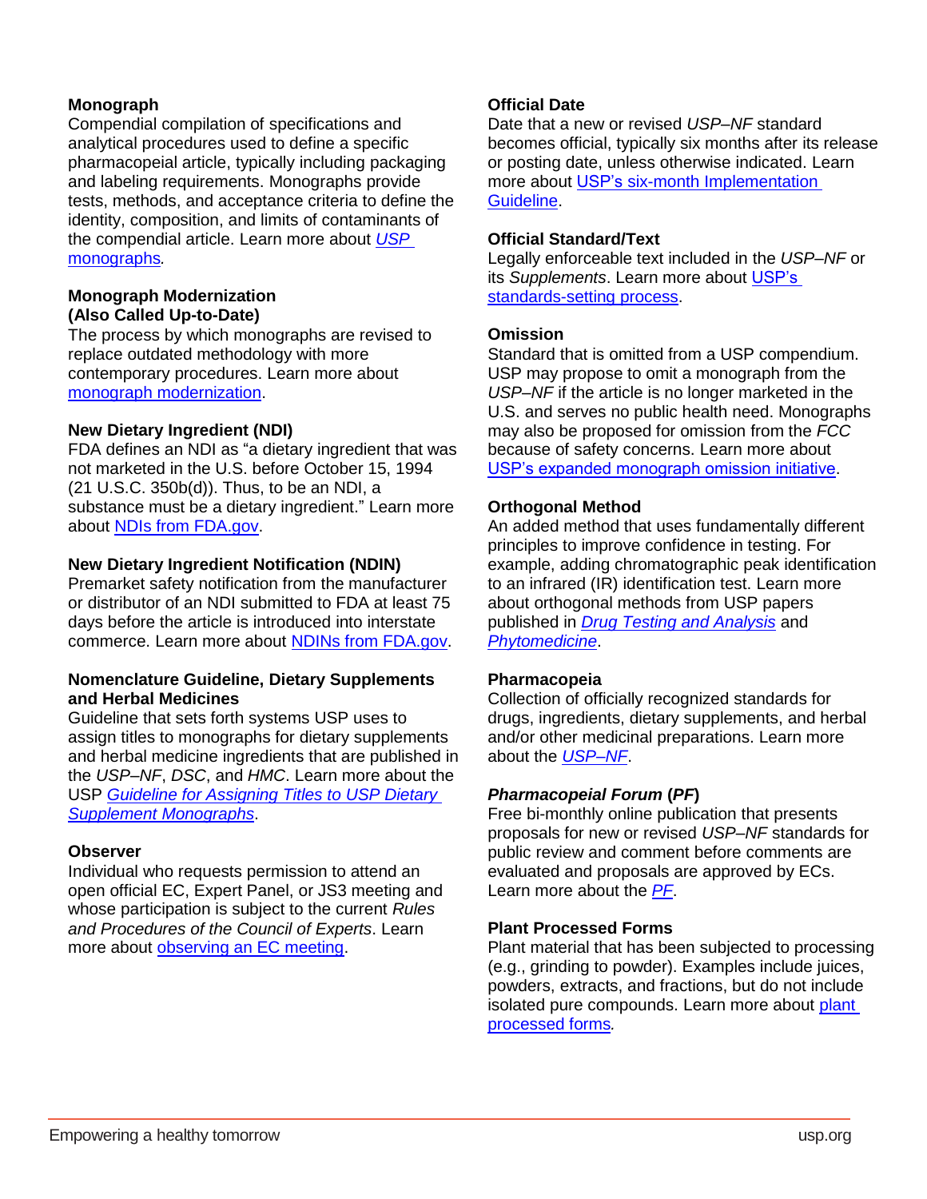**Monograph**
Compendial compilation of specifications and analytical procedures used to define a specific pharmacopeial article, typically including packaging and labeling requirements. Monographs provide tests, methods, and acceptance criteria to define the identity, composition, and limits of contaminants of the compendial article. Learn more about [*USP* monographs](#).

**Monograph Modernization (Also Called Up-to-Date)**
The process by which monographs are revised to replace outdated methodology with more contemporary procedures. Learn more about [monograph modernization](#).

**New Dietary Ingredient (NDI)**
FDA defines an NDI as "a dietary ingredient that was not marketed in the U.S. before October 15, 1994 (21 U.S.C. 350b(d)). Thus, to be an NDI, a substance must be a dietary ingredient." Learn more about [NDIs from FDA.gov](#).

**New Dietary Ingredient Notification (NDIN)**
Premarket safety notification from the manufacturer or distributor of an NDI submitted to FDA at least 75 days before the article is introduced into interstate commerce. Learn more about [NDINs from FDA.gov](#).

**Nomenclature Guideline, Dietary Supplements and Herbal Medicines**
Guideline that sets forth systems USP uses to assign titles to monographs for dietary supplements and herbal medicine ingredients that are published in the *USP–NF*, *DSC*, and *HMC*. Learn more about the USP [*Guideline for Assigning Titles to USP Dietary Supplement Monographs*](#).

**Observer**
Individual who requests permission to attend an open official EC, Expert Panel, or JS3 meeting and whose participation is subject to the current *Rules and Procedures of the Council of Experts*. Learn more about [observing an EC meeting](#).

**Official Date**
Date that a new or revised *USP–NF* standard becomes official, typically six months after its release or posting date, unless otherwise indicated. Learn more about [USP's six-month Implementation Guideline](#).

**Official Standard/Text**
Legally enforceable text included in the *USP–NF* or its *Supplements*. Learn more about [USP's standards-setting process](#).

**Omission**
Standard that is omitted from a USP compendium. USP may propose to omit a monograph from the *USP–NF* if the article is no longer marketed in the U.S. and serves no public health need. Monographs may also be proposed for omission from the *FCC* because of safety concerns. Learn more about [USP's expanded monograph omission initiative](#).

**Orthogonal Method**
An added method that uses fundamentally different principles to improve confidence in testing. For example, adding chromatographic peak identification to an infrared (IR) identification test. Learn more about orthogonal methods from USP papers published in [*Drug Testing and Analysis*](#) and [*Phytomedicine*](#).

**Pharmacopeia**
Collection of officially recognized standards for drugs, ingredients, dietary supplements, and herbal and/or other medicinal preparations. Learn more about the [*USP–NF*](#).

***Pharmacopeial Forum* (*PF*)**
Free bi-monthly online publication that presents proposals for new or revised *USP–NF* standards for public review and comment before comments are evaluated and proposals are approved by ECs. Learn more about the [*PF*](#).

**Plant Processed Forms**
Plant material that has been subjected to processing (e.g., grinding to powder). Examples include juices, powders, extracts, and fractions, but do not include isolated pure compounds. Learn more about [plant processed forms](#).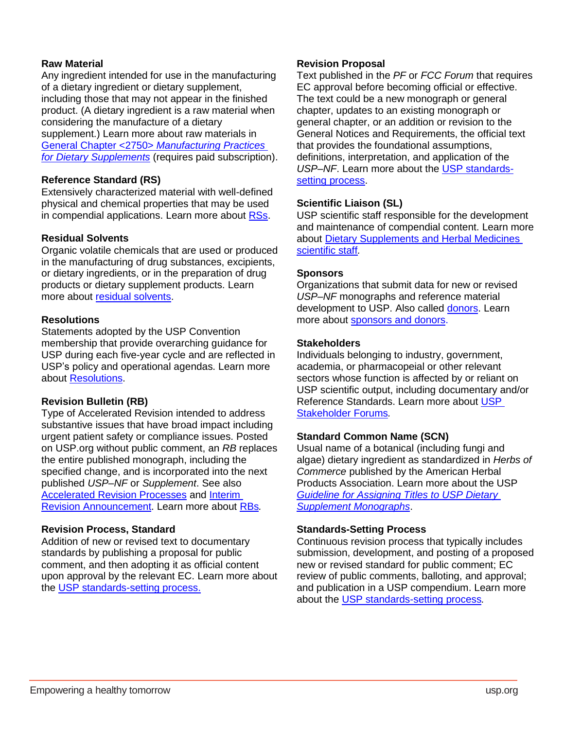**Raw Material**
Any ingredient intended for use in the manufacturing of a dietary ingredient or dietary supplement, including those that may not appear in the finished product. (A dietary ingredient is a raw material when considering the manufacture of a dietary supplement.) Learn more about raw materials in General Chapter <2750> *Manufacturing Practices for Dietary Supplements* (requires paid subscription).

**Reference Standard (RS)**
Extensively characterized material with well-defined physical and chemical properties that may be used in compendial applications. Learn more about RSs.

**Residual Solvents**
Organic volatile chemicals that are used or produced in the manufacturing of drug substances, excipients, or dietary ingredients, or in the preparation of drug products or dietary supplement products. Learn more about residual solvents.

**Resolutions**
Statements adopted by the USP Convention membership that provide overarching guidance for USP during each five-year cycle and are reflected in USP's policy and operational agendas. Learn more about Resolutions.

**Revision Bulletin (RB)**
Type of Accelerated Revision intended to address substantive issues that have broad impact including urgent patient safety or compliance issues. Posted on USP.org without public comment, an *RB* replaces the entire published monograph, including the specified change, and is incorporated into the next published *USP–NF* or *Supplement*. See also Accelerated Revision Processes and Interim Revision Announcement. Learn more about RBs.

**Revision Process, Standard**
Addition of new or revised text to documentary standards by publishing a proposal for public comment, and then adopting it as official content upon approval by the relevant EC. Learn more about the USP standards-setting process.

**Revision Proposal**
Text published in the *PF* or *FCC Forum* that requires EC approval before becoming official or effective. The text could be a new monograph or general chapter, updates to an existing monograph or general chapter, or an addition or revision to the General Notices and Requirements, the official text that provides the foundational assumptions, definitions, interpretation, and application of the *USP–NF*. Learn more about the USP standards-setting process.

**Scientific Liaison (SL)**
USP scientific staff responsible for the development and maintenance of compendial content. Learn more about Dietary Supplements and Herbal Medicines scientific staff.

**Sponsors**
Organizations that submit data for new or revised *USP–NF* monographs and reference material development to USP. Also called donors. Learn more about sponsors and donors.

**Stakeholders**
Individuals belonging to industry, government, academia, or pharmacopeial or other relevant sectors whose function is affected by or reliant on USP scientific output, including documentary and/or Reference Standards. Learn more about USP Stakeholder Forums.

**Standard Common Name (SCN)**
Usual name of a botanical (including fungi and algae) dietary ingredient as standardized in *Herbs of Commerce* published by the American Herbal Products Association. Learn more about the USP *Guideline for Assigning Titles to USP Dietary Supplement Monographs*.

**Standards-Setting Process**
Continuous revision process that typically includes submission, development, and posting of a proposed new or revised standard for public comment; EC review of public comments, balloting, and approval; and publication in a USP compendium. Learn more about the USP standards-setting process.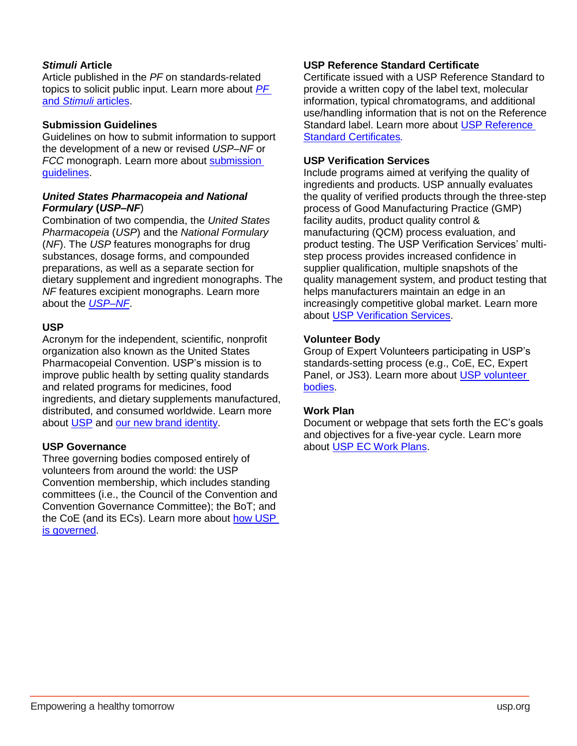### *Stimuli* Article

Article published in the *PF* on standards-related topics to solicit public input. Learn more about [*PF* and *Stimuli* articles].

### Submission Guidelines

Guidelines on how to submit information to support the development of a new or revised *USP–NF* or *FCC* monograph. Learn more about [submission guidelines].

### *United States Pharmacopeia and National Formulary* (*USP–NF*)

Combination of two compendia, the *United States Pharmacopeia* (*USP*) and the *National Formulary* (*NF*). The *USP* features monographs for drug substances, dosage forms, and compounded preparations, as well as a separate section for dietary supplement and ingredient monographs. The *NF* features excipient monographs. Learn more about the [*USP–NF*].

### USP

Acronym for the independent, scientific, nonprofit organization also known as the United States Pharmacopeial Convention. USP's mission is to improve public health by setting quality standards and related programs for medicines, food ingredients, and dietary supplements manufactured, distributed, and consumed worldwide. Learn more about [USP] and [our new brand identity].

### USP Governance

Three governing bodies composed entirely of volunteers from around the world: the USP Convention membership, which includes standing committees (i.e., the Council of the Convention and Convention Governance Committee); the BoT; and the CoE (and its ECs). Learn more about [how USP is governed].

### USP Reference Standard Certificate

Certificate issued with a USP Reference Standard to provide a written copy of the label text, molecular information, typical chromatograms, and additional use/handling information that is not on the Reference Standard label. Learn more about [USP Reference Standard Certificates].

### USP Verification Services

Include programs aimed at verifying the quality of ingredients and products. USP annually evaluates the quality of verified products through the three-step process of Good Manufacturing Practice (GMP) facility audits, product quality control & manufacturing (QCM) process evaluation, and product testing. The USP Verification Services' multi-step process provides increased confidence in supplier qualification, multiple snapshots of the quality management system, and product testing that helps manufacturers maintain an edge in an increasingly competitive global market. Learn more about [USP Verification Services].

### Volunteer Body

Group of Expert Volunteers participating in USP's standards-setting process (e.g., CoE, EC, Expert Panel, or JS3). Learn more about [USP volunteer bodies].

### Work Plan

Document or webpage that sets forth the EC's goals and objectives for a five-year cycle. Learn more about [USP EC Work Plans].